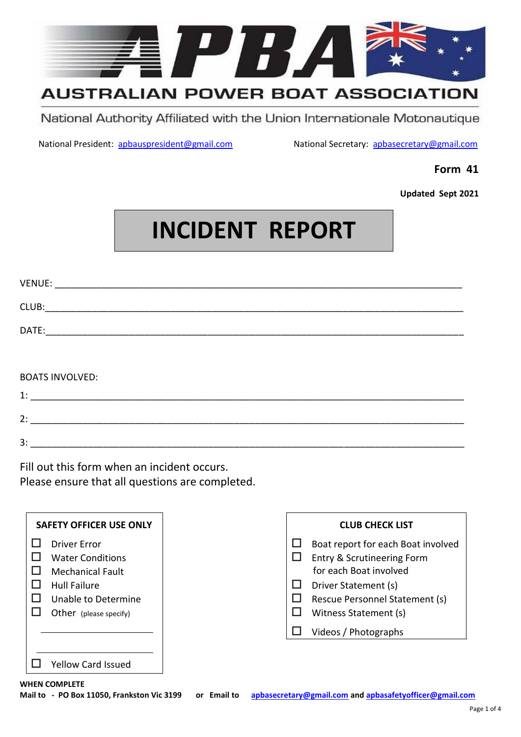# AUSTRALIAN POWER BOAT ASSOCIATION

National Authority Affiliated with the Union Internationale Motonautique

National President: apbauspresident@gmail.com National Secretary: apbasecretary@gmail.com

**Form 41**

**Updated Sept 2021**

# INCIDENT REPORT

VENUE: ______________________________________________

CLUB: ______________________________________________

DATE: ______________________________________________

BOATS INVOLVED:

1: ______________________________________________

2: ______________________________________________

3: ______________________________________________

Fill out this form when an incident occurs.
Please ensure that all questions are completed.

**SAFETY OFFICER USE ONLY**

- ☐ Driver Error
- ☐ Water Conditions
- ☐ Mechanical Fault
- ☐ Hull Failure
- ☐ Unable to Determine
- ☐ Other (please specify)

______________________

______________________

- ☐ Yellow Card Issued

**CLUB CHECK LIST**

- ☐ Boat report for each Boat involved
- ☐ Entry & Scrutineering Form for each Boat involved
- ☐ Driver Statement (s)
- ☐ Rescue Personnel Statement (s)
- ☐ Witness Statement (s)
- ☐ Videos / Photographs

**WHEN COMPLETE**
**Mail to - PO Box 11050, Frankston Vic 3199 or Email to apbasecretary@gmail.com and apbasafetyofficer@gmail.com**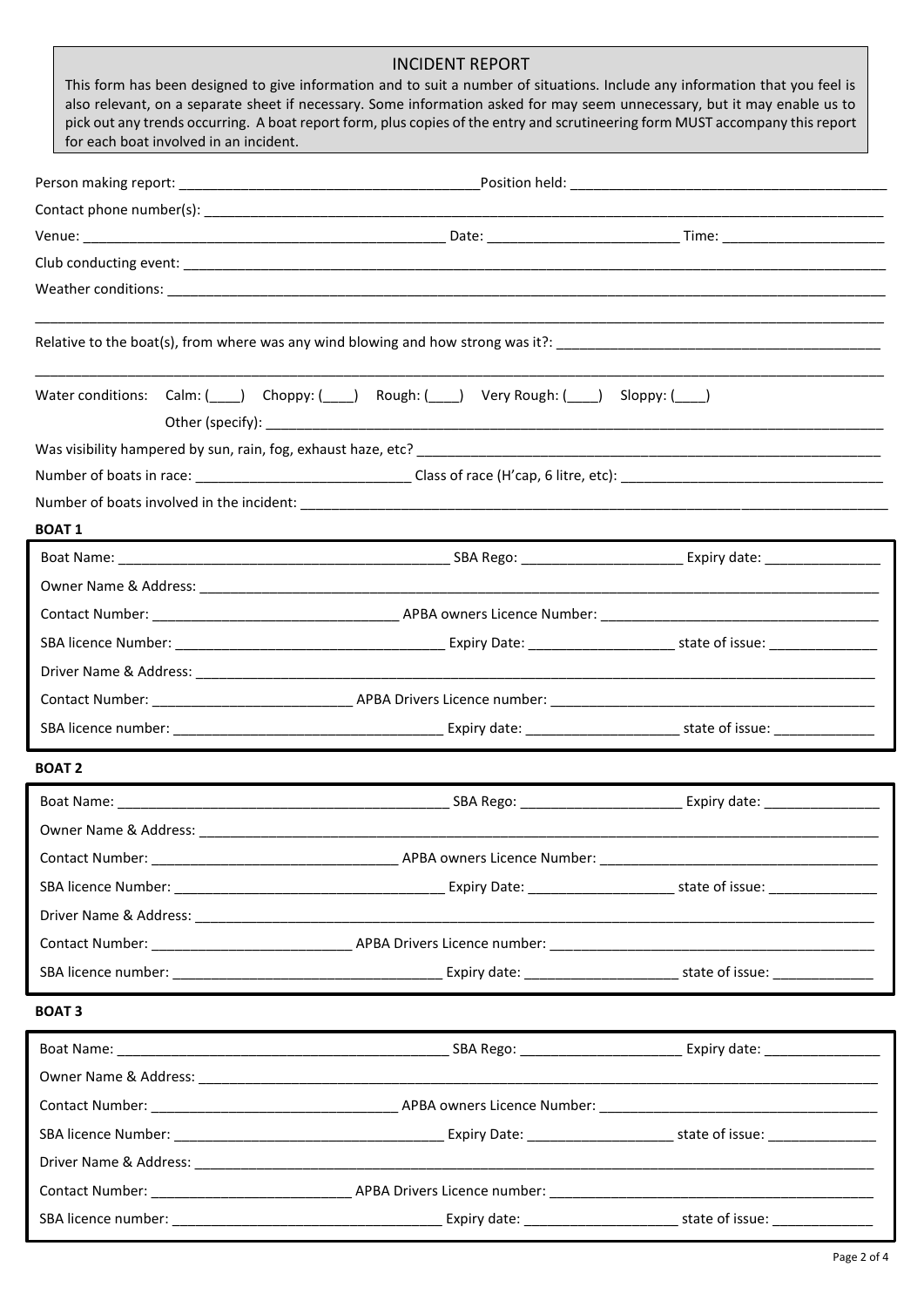## INCIDENT REPORT

This form has been designed to give information and to suit a number of situations. Include any information that you feel is also relevant, on a separate sheet if necessary. Some information asked for may seem unnecessary, but it may enable us to pick out any trends occurring. A boat report form, plus copies of the entry and scrutineering form MUST accompany this report for each boat involved in an incident.

Person making report: ______________________ Position held: ______________________

Contact phone number(s): ______________________

Venue: ______________________ Date: ______________ Time: ______________

Club conducting event: ______________________

Weather conditions: ______________________

______________________

Relative to the boat(s), from where was any wind blowing and how strong was it?: ______________________

______________________

Water conditions: Calm: (____) Choppy: (____) Rough: (____) Very Rough: (____) Sloppy: (____)

Other (specify): ______________________

Was visibility hampered by sun, rain, fog, exhaust haze, etc? ______________________

Number of boats in race: ______________ Class of race (H'cap, 6 litre, etc): ______________

Number of boats involved in the incident: ______________________

**BOAT 1**

Boat Name: ______________________ SBA Rego: ______________ Expiry date: ______________

Owner Name & Address: ______________________

Contact Number: ______________ APBA owners Licence Number: ______________

SBA licence Number: ______________ Expiry Date: ______________ state of issue: ______________

Driver Name & Address: ______________________

Contact Number: ______________ APBA Drivers Licence number: ______________

SBA licence number: ______________ Expiry date: ______________ state of issue: ______________

**BOAT 2**

Boat Name: ______________________ SBA Rego: ______________ Expiry date: ______________

Owner Name & Address: ______________________

Contact Number: ______________ APBA owners Licence Number: ______________

SBA licence Number: ______________ Expiry Date: ______________ state of issue: ______________

Driver Name & Address: ______________________

Contact Number: ______________ APBA Drivers Licence number: ______________

SBA licence number: ______________ Expiry date: ______________ state of issue: ______________

**BOAT 3**

Boat Name: ______________________ SBA Rego: ______________ Expiry date: ______________

Owner Name & Address: ______________________

Contact Number: ______________ APBA owners Licence Number: ______________

SBA licence Number: ______________ Expiry Date: ______________ state of issue: ______________

Driver Name & Address: ______________________

Contact Number: ______________ APBA Drivers Licence number: ______________

SBA licence number: ______________ Expiry date: ______________ state of issue: ______________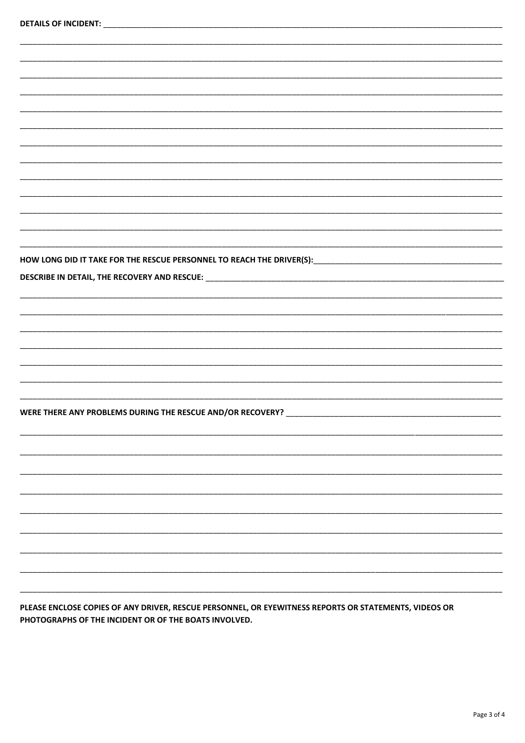**DETAILS OF INCIDENT:** ______________________________________________________________________________

______________________________________________________________________________

______________________________________________________________________________

______________________________________________________________________________

______________________________________________________________________________

______________________________________________________________________________

______________________________________________________________________________

______________________________________________________________________________

______________________________________________________________________________

______________________________________________________________________________

______________________________________________________________________________

______________________________________________________________________________

______________________________________________________________________________

______________________________________________________________________________

**HOW LONG DID IT TAKE FOR THE RESCUE PERSONNEL TO REACH THE DRIVER(S):** ______________________________

**DESCRIBE IN DETAIL, THE RECOVERY AND RESCUE:** ______________________________________________________

______________________________________________________________________________

______________________________________________________________________________

______________________________________________________________________________

______________________________________________________________________________

______________________________________________________________________________

______________________________________________________________________________

______________________________________________________________________________

**WERE THERE ANY PROBLEMS DURING THE RESCUE AND/OR RECOVERY?** ________________________________________

______________________________________________________________________________

______________________________________________________________________________

______________________________________________________________________________

______________________________________________________________________________

______________________________________________________________________________

______________________________________________________________________________

______________________________________________________________________________

______________________________________________________________________________

______________________________________________________________________________

**PLEASE ENCLOSE COPIES OF ANY DRIVER, RESCUE PERSONNEL, OR EYEWITNESS REPORTS OR STATEMENTS, VIDEOS OR PHOTOGRAPHS OF THE INCIDENT OR OF THE BOATS INVOLVED.**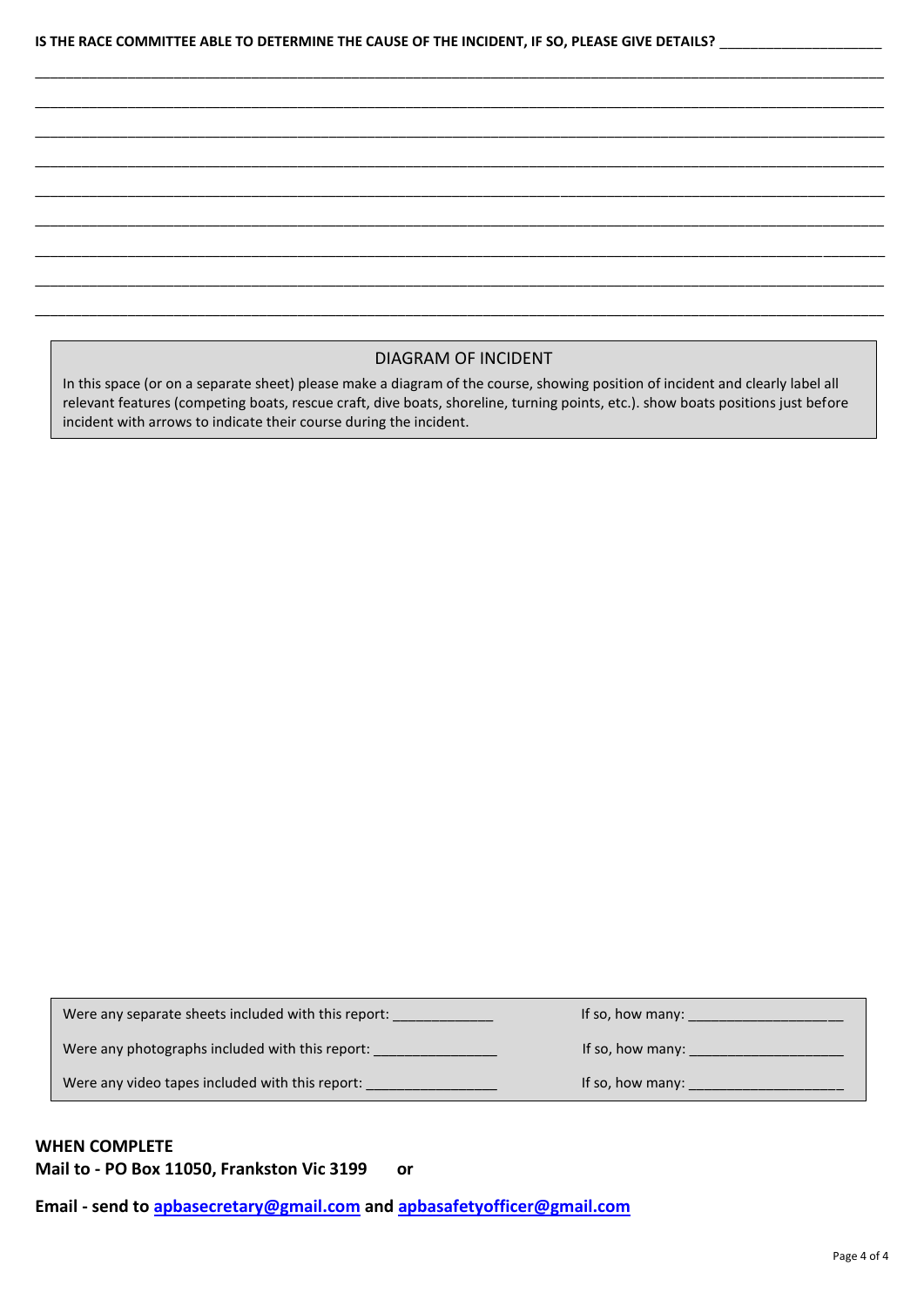**IS THE RACE COMMITTEE ABLE TO DETERMINE THE CAUSE OF THE INCIDENT, IF SO, PLEASE GIVE DETAILS?** ____________________

__________________________________________________________________________________________

__________________________________________________________________________________________

__________________________________________________________________________________________

__________________________________________________________________________________________

__________________________________________________________________________________________

__________________________________________________________________________________________

__________________________________________________________________________________________

__________________________________________________________________________________________

__________________________________________________________________________________________

## DIAGRAM OF INCIDENT

In this space (or on a separate sheet) please make a diagram of the course, showing position of incident and clearly label all relevant features (competing boats, rescue craft, dive boats, shoreline, turning points, etc.). show boats positions just before incident with arrows to indicate their course during the incident.

| | |
|---|---|
| Were any separate sheets included with this report: _____________ | If so, how many: ____________________ |
| Were any photographs included with this report: ________________ | If so, how many: ____________________ |
| Were any video tapes included with this report: _________________ | If so, how many: ____________________ |

**WHEN COMPLETE**

**Mail to - PO Box 11050, Frankston Vic 3199 or**

**Email - send to [apbasecretary@gmail.com](mailto:apbasecretary@gmail.com) and [apbasafetyofficer@gmail.com](mailto:apbasafetyofficer@gmail.com)**